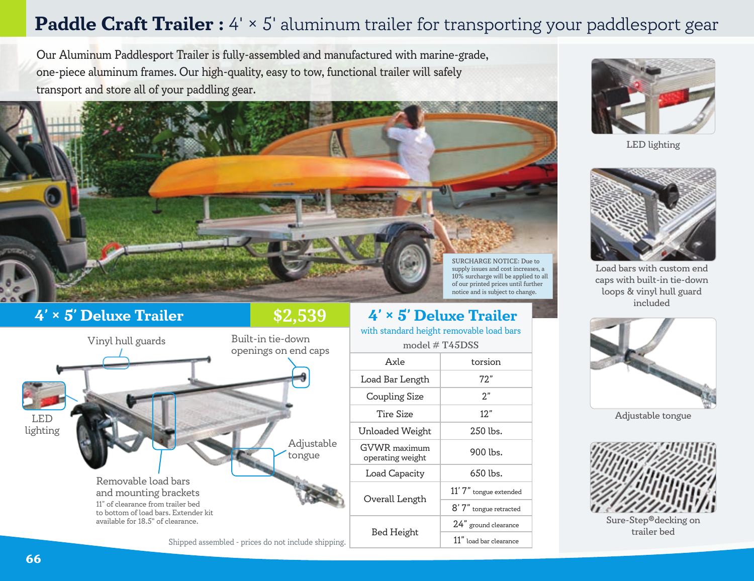# Paddle Craft Trailer : 4' × 5' aluminum trailer for transporting your paddlesport gear

Our Aluminum Paddlesport Trailer is fully-assembled and manufactured with marine-grade, one-piece aluminum frames. Our high-quality, easy to tow, functional trailer will safely transport and store all of your paddling gear.

SURCHARGE NOTICE: Due to supply issues and cost increases, a 10% surcharge will be applied to all of our printed prices until further notice and is subject to change.

## 4' × 5' Deluxe Trailer — $2,539

Vinyl hull guards

Built-in tie-down openings on end caps

LED lighting

Adjustable tongue

Removable load bars and mounting brackets
11" of clearance from trailer bed to bottom of load bars. Extender kit available for 18.5" of clearance.

Shipped assembled - prices do not include shipping.

## 4' × 5' Deluxe Trailer

with standard height removable load bars

model # T45DSS

| | |
|---|---|
| Axle | torsion |
| Load Bar Length | 72" |
| Coupling Size | 2" |
| Tire Size | 12" |
| Unloaded Weight | 250 lbs. |
| GVWR maximum operating weight | 900 lbs. |
| Load Capacity | 650 lbs. |
| Overall Length | 11' 7" tongue extended |
| | 8' 7" tongue retracted |
| Bed Height | 24" ground clearance |
| | 11" load bar clearance |

LED lighting

Load bars with custom end caps with built-in tie-down loops & vinyl hull guard included

Adjustable tongue

Sure-Step®decking on trailer bed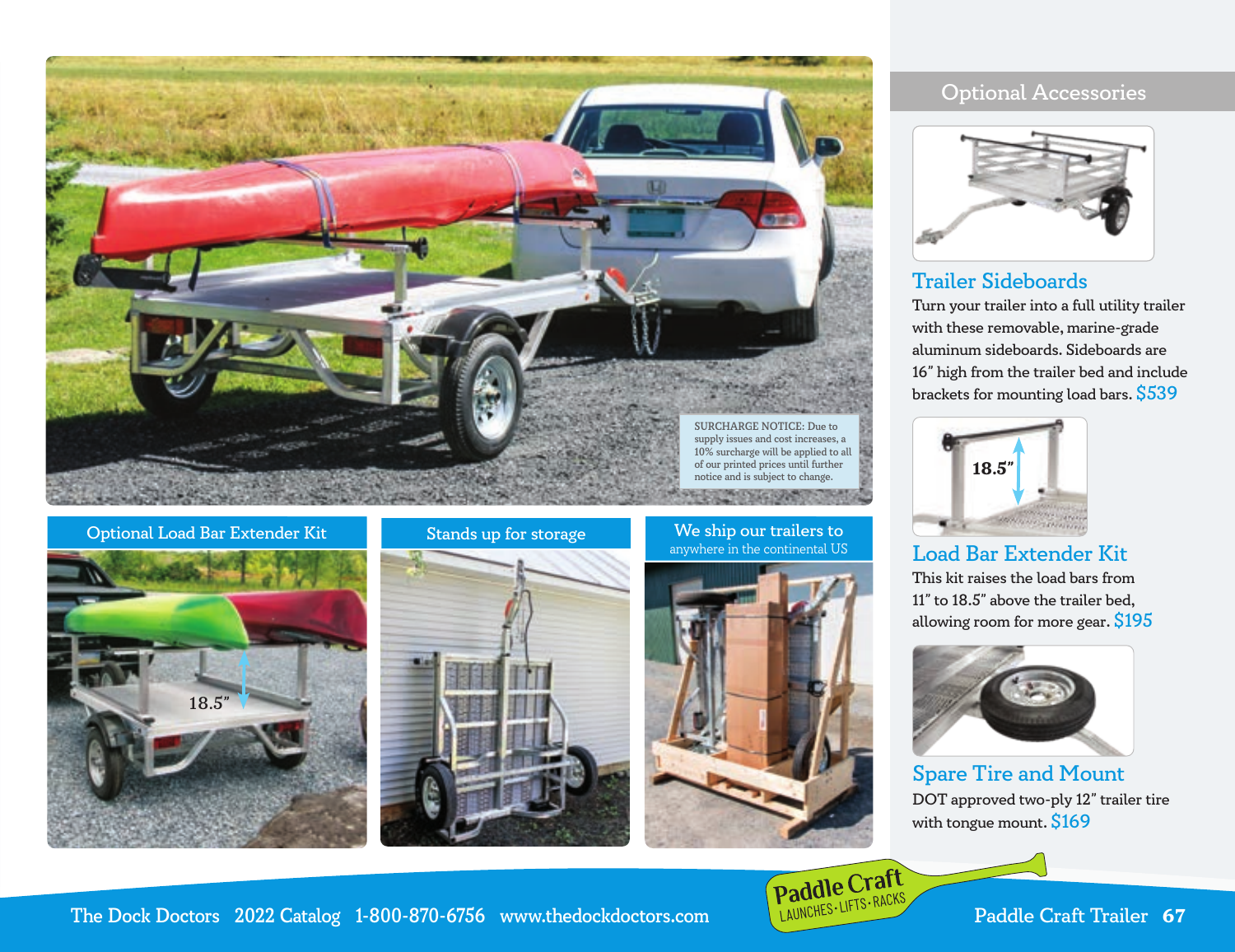SURCHARGE NOTICE: Due to supply issues and cost increases, a 10% surcharge will be applied to all of our printed prices until further notice and is subject to change.

Optional Load Bar Extender Kit

18.5"

Stands up for storage

We ship our trailers to anywhere in the continental US

## Optional Accessories

### Trailer Sideboards

Turn your trailer into a full utility trailer with these removable, marine-grade aluminum sideboards. Sideboards are 16" high from the trailer bed and include brackets for mounting load bars. $539

18.5"

### Load Bar Extender Kit

This kit raises the load bars from 11" to 18.5" above the trailer bed, allowing room for more gear. $195

### Spare Tire and Mount

DOT approved two-ply 12" trailer tire with tongue mount. $169